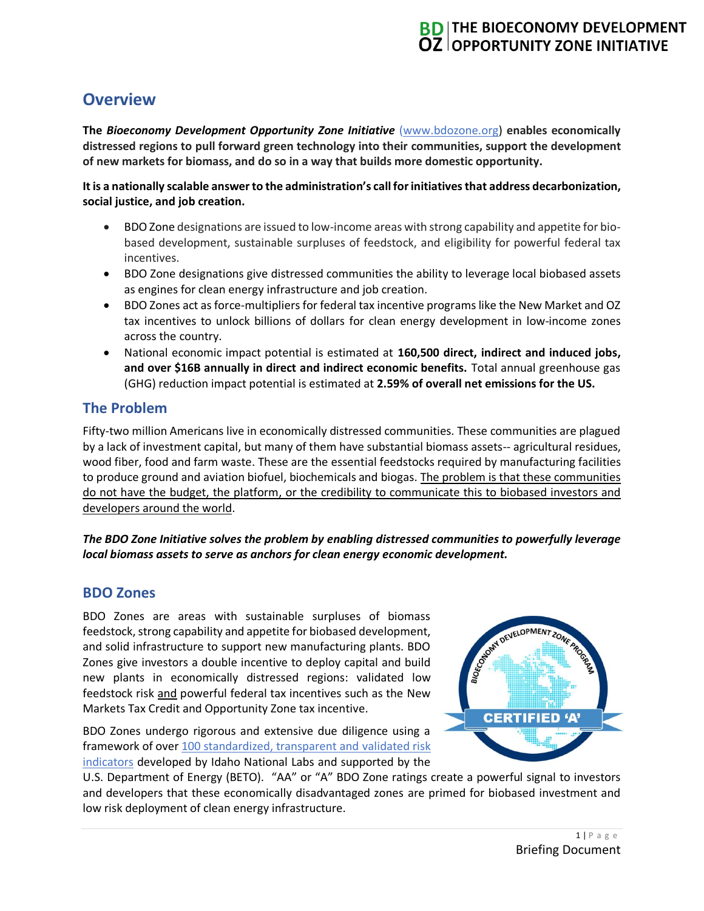# Overview

**The *Bioeconomy Development Opportunity Zone Initiative* (www.bdozone.org) enables economically distressed regions to pull forward green technology into their communities, support the development of new markets for biomass, and do so in a way that builds more domestic opportunity.**

**It is a nationally scalable answer to the administration's call for initiatives that address decarbonization, social justice, and job creation.**

- BDO Zone designations are issued to low-income areas with strong capability and appetite for bio-based development, sustainable surpluses of feedstock, and eligibility for powerful federal tax incentives.
- BDO Zone designations give distressed communities the ability to leverage local biobased assets as engines for clean energy infrastructure and job creation.
- BDO Zones act as force-multipliers for federal tax incentive programs like the New Market and OZ tax incentives to unlock billions of dollars for clean energy development in low-income zones across the country.
- National economic impact potential is estimated at **160,500 direct, indirect and induced jobs, and over $16B annually in direct and indirect economic benefits.** Total annual greenhouse gas (GHG) reduction impact potential is estimated at **2.59% of overall net emissions for the US.**

## The Problem

Fifty-two million Americans live in economically distressed communities. These communities are plagued by a lack of investment capital, but many of them have substantial biomass assets-- agricultural residues, wood fiber, food and farm waste. These are the essential feedstocks required by manufacturing facilities to produce ground and aviation biofuel, biochemicals and biogas. The problem is that these communities do not have the budget, the platform, or the credibility to communicate this to biobased investors and developers around the world.

***The BDO Zone Initiative solves the problem by enabling distressed communities to powerfully leverage local biomass assets to serve as anchors for clean energy economic development.***

## BDO Zones

BDO Zones are areas with sustainable surpluses of biomass feedstock, strong capability and appetite for biobased development, and solid infrastructure to support new manufacturing plants. BDO Zones give investors a double incentive to deploy capital and build new plants in economically distressed regions: validated low feedstock risk and powerful federal tax incentives such as the New Markets Tax Credit and Opportunity Zone tax incentive.

BDO Zones undergo rigorous and extensive due diligence using a framework of over 100 standardized, transparent and validated risk indicators developed by Idaho National Labs and supported by the U.S. Department of Energy (BETO). "AA" or "A" BDO Zone ratings create a powerful signal to investors and developers that these economically disadvantaged zones are primed for biobased investment and low risk deployment of clean energy infrastructure.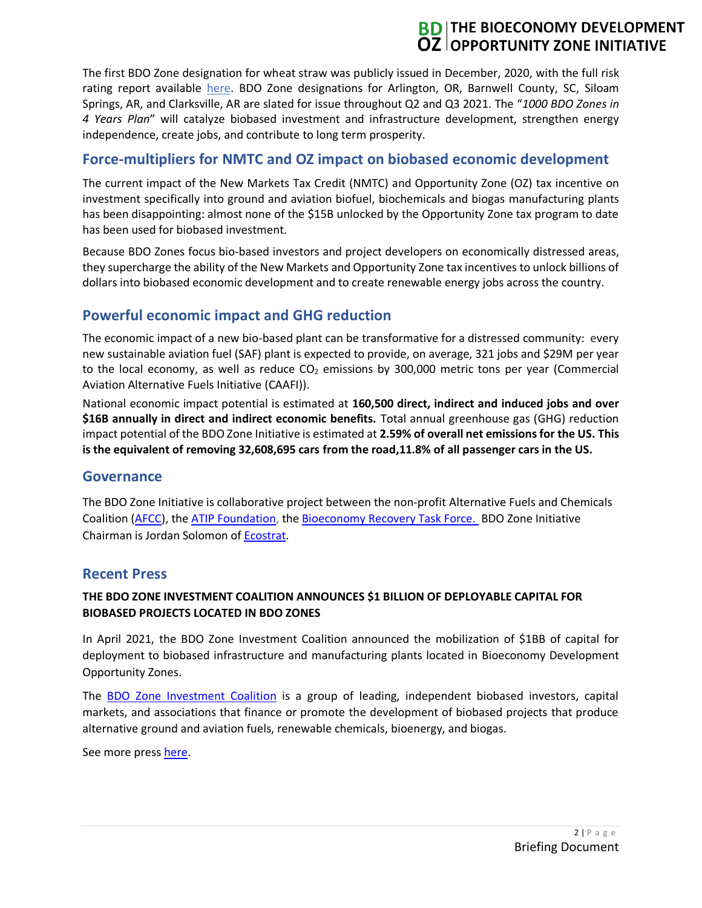The first BDO Zone designation for wheat straw was publicly issued in December, 2020, with the full risk rating report available here. BDO Zone designations for Arlington, OR, Barnwell County, SC, Siloam Springs, AR, and Clarksville, AR are slated for issue throughout Q2 and Q3 2021. The "*1000 BDO Zones in 4 Years Plan*" will catalyze biobased investment and infrastructure development, strengthen energy independence, create jobs, and contribute to long term prosperity.

## Force-multipliers for NMTC and OZ impact on biobased economic development

The current impact of the New Markets Tax Credit (NMTC) and Opportunity Zone (OZ) tax incentive on investment specifically into ground and aviation biofuel, biochemicals and biogas manufacturing plants has been disappointing: almost none of the $15B unlocked by the Opportunity Zone tax program to date has been used for biobased investment.

Because BDO Zones focus bio-based investors and project developers on economically distressed areas, they supercharge the ability of the New Markets and Opportunity Zone tax incentives to unlock billions of dollars into biobased economic development and to create renewable energy jobs across the country.

## Powerful economic impact and GHG reduction

The economic impact of a new bio-based plant can be transformative for a distressed community: every new sustainable aviation fuel (SAF) plant is expected to provide, on average, 321 jobs and $29M per year to the local economy, as well as reduce $CO_2$ emissions by 300,000 metric tons per year (Commercial Aviation Alternative Fuels Initiative (CAAFI)).

National economic impact potential is estimated at **160,500 direct, indirect and induced jobs and over $16B annually in direct and indirect economic benefits.** Total annual greenhouse gas (GHG) reduction impact potential of the BDO Zone Initiative is estimated at **2.59% of overall net emissions for the US. This is the equivalent of removing 32,608,695 cars from the road,11.8% of all passenger cars in the US.**

## Governance

The BDO Zone Initiative is collaborative project between the non-profit Alternative Fuels and Chemicals Coalition (AFCC), the ATIP Foundation, the Bioeconomy Recovery Task Force. BDO Zone Initiative Chairman is Jordan Solomon of Ecostrat.

## Recent Press

**THE BDO ZONE INVESTMENT COALITION ANNOUNCES $1 BILLION OF DEPLOYABLE CAPITAL FOR BIOBASED PROJECTS LOCATED IN BDO ZONES**

In April 2021, the BDO Zone Investment Coalition announced the mobilization of $1BB of capital for deployment to biobased infrastructure and manufacturing plants located in Bioeconomy Development Opportunity Zones.

The BDO Zone Investment Coalition is a group of leading, independent biobased investors, capital markets, and associations that finance or promote the development of biobased projects that produce alternative ground and aviation fuels, renewable chemicals, bioenergy, and biogas.

See more press here.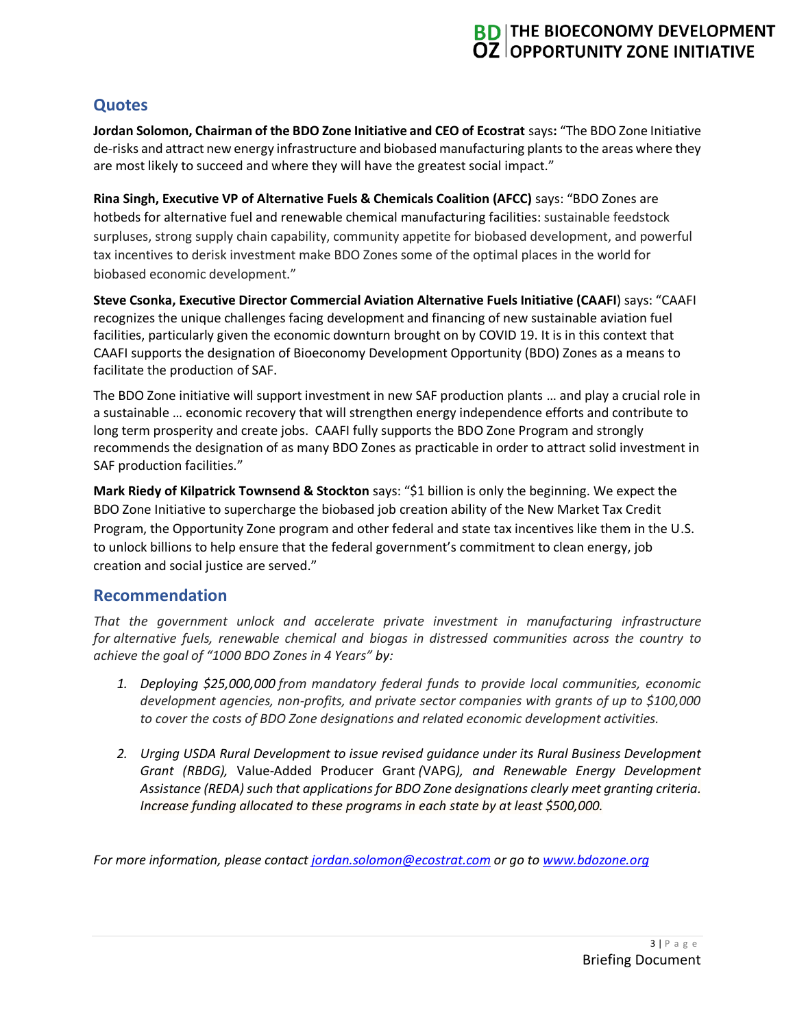## Quotes

**Jordan Solomon, Chairman of the BDO Zone Initiative and CEO of Ecostrat** says**:** "The BDO Zone Initiative de-risks and attract new energy infrastructure and biobased manufacturing plants to the areas where they are most likely to succeed and where they will have the greatest social impact."

**Rina Singh, Executive VP of Alternative Fuels & Chemicals Coalition (AFCC)** says: "BDO Zones are hotbeds for alternative fuel and renewable chemical manufacturing facilities: sustainable feedstock surpluses, strong supply chain capability, community appetite for biobased development, and powerful tax incentives to derisk investment make BDO Zones some of the optimal places in the world for biobased economic development."

**Steve Csonka, Executive Director Commercial Aviation Alternative Fuels Initiative (CAAFI**) says: "CAAFI recognizes the unique challenges facing development and financing of new sustainable aviation fuel facilities, particularly given the economic downturn brought on by COVID 19. It is in this context that CAAFI supports the designation of Bioeconomy Development Opportunity (BDO) Zones as a means to facilitate the production of SAF.

The BDO Zone initiative will support investment in new SAF production plants … and play a crucial role in a sustainable … economic recovery that will strengthen energy independence efforts and contribute to long term prosperity and create jobs. CAAFI fully supports the BDO Zone Program and strongly recommends the designation of as many BDO Zones as practicable in order to attract solid investment in SAF production facilities."

**Mark Riedy of Kilpatrick Townsend & Stockton** says: "$1 billion is only the beginning. We expect the BDO Zone Initiative to supercharge the biobased job creation ability of the New Market Tax Credit Program, the Opportunity Zone program and other federal and state tax incentives like them in the U.S. to unlock billions to help ensure that the federal government's commitment to clean energy, job creation and social justice are served."

## Recommendation

*That the government unlock and accelerate private investment in manufacturing infrastructure for alternative fuels, renewable chemical and biogas in distressed communities across the country to achieve the goal of "1000 BDO Zones in 4 Years" by:*

1. *Deploying $25,000,000 from mandatory federal funds to provide local communities, economic development agencies, non-profits, and private sector companies with grants of up to $100,000 to cover the costs of BDO Zone designations and related economic development activities.*

2. *Urging USDA Rural Development to issue revised guidance under its Rural Business Development Grant (RBDG),* Value-Added Producer Grant *(*VAPG*), and Renewable Energy Development Assistance (REDA) such that applications for BDO Zone designations clearly meet granting criteria. Increase funding allocated to these programs in each state by at least $500,000.*

*For more information, please contact [jordan.solomon@ecostrat.com](mailto:jordan.solomon@ecostrat.com) or go to [www.bdozone.org](http://www.bdozone.org)*